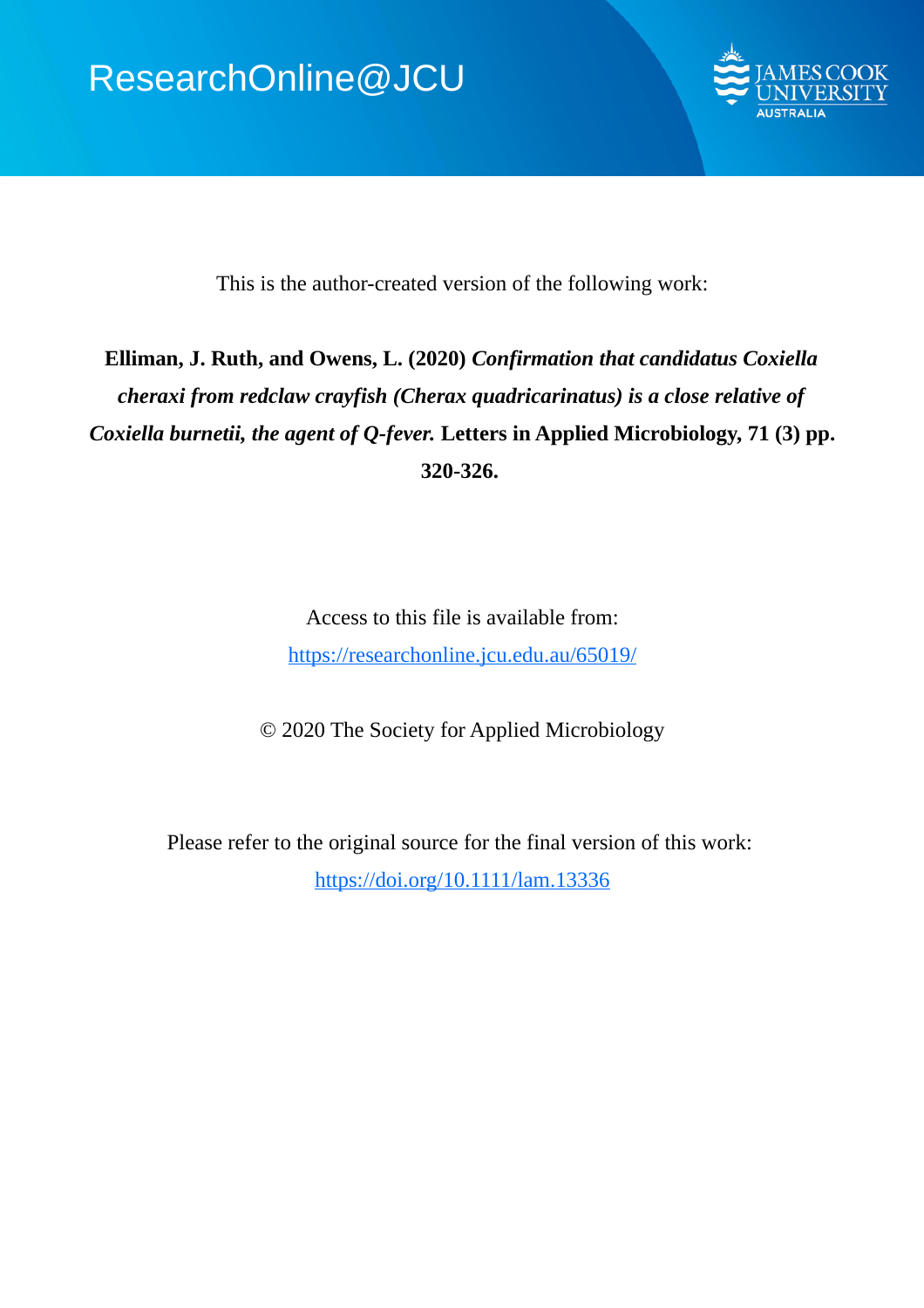ResearchOnline@JCU

This is the author-created version of the following work:

**Elliman, J. Ruth, and Owens, L. (2020)** ***Confirmation that candidatus Coxiella cheraxi from redclaw crayfish (Cherax quadricarinatus) is a close relative of Coxiella burnetii, the agent of Q-fever.*** **Letters in Applied Microbiology, 71 (3) pp. 320-326.**

Access to this file is available from:

https://researchonline.jcu.edu.au/65019/

© 2020 The Society for Applied Microbiology

Please refer to the original source for the final version of this work:

https://doi.org/10.1111/lam.13336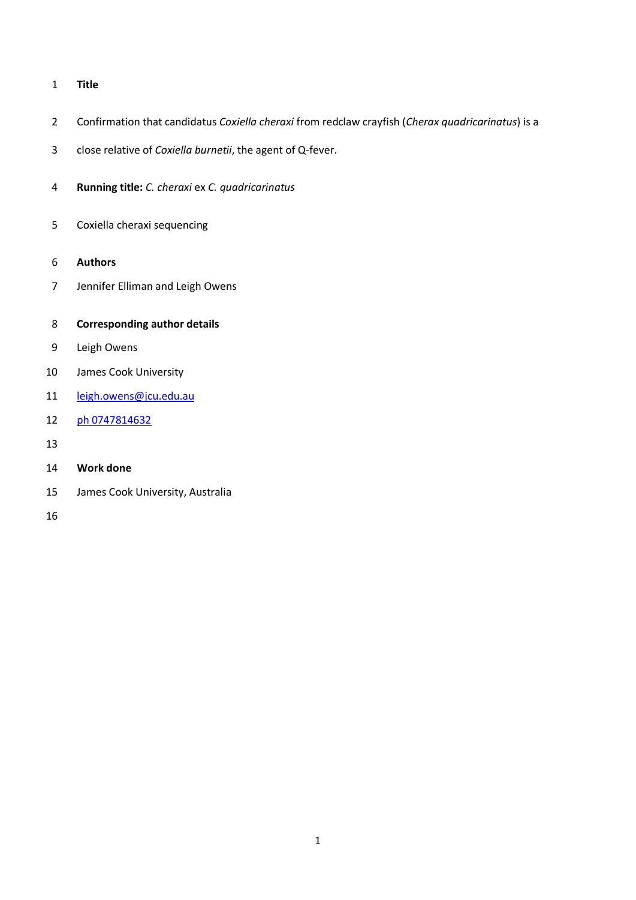**Title**

Confirmation that candidatus *Coxiella cheraxi* from redclaw crayfish (*Cherax quadricarinatus*) is a close relative of *Coxiella burnetii*, the agent of Q-fever.

**Running title:** *C. cheraxi* ex *C. quadricarinatus*

Coxiella cheraxi sequencing

**Authors**

Jennifer Elliman and Leigh Owens

**Corresponding author details**

Leigh Owens

James Cook University

leigh.owens@jcu.edu.au

ph 0747814632

**Work done**

James Cook University, Australia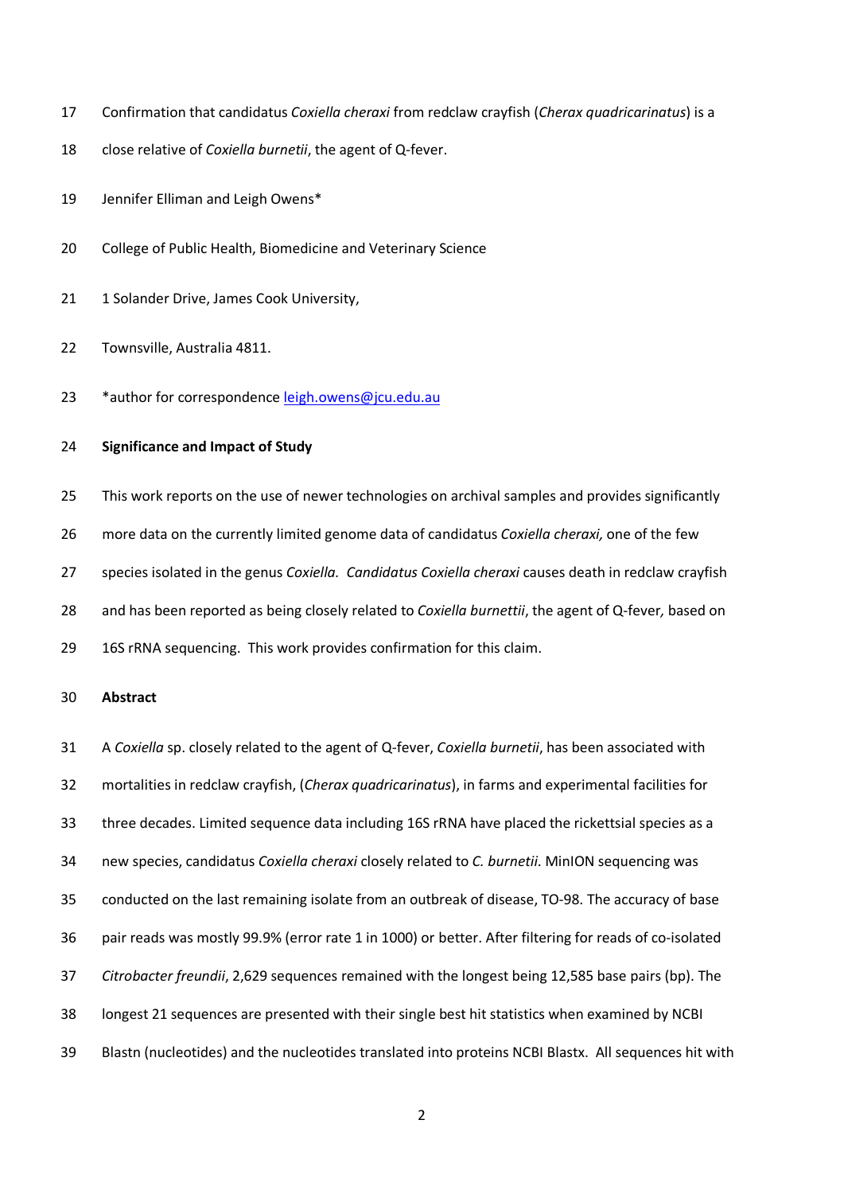Confirmation that candidatus *Coxiella cheraxi* from redclaw crayfish (*Cherax quadricarinatus*) is a close relative of *Coxiella burnetii*, the agent of Q-fever.

Jennifer Elliman and Leigh Owens*

College of Public Health, Biomedicine and Veterinary Science

1 Solander Drive, James Cook University,

Townsville, Australia 4811.

*author for correspondence leigh.owens@jcu.edu.au

**Significance and Impact of Study**

This work reports on the use of newer technologies on archival samples and provides significantly more data on the currently limited genome data of candidatus *Coxiella cheraxi,* one of the few species isolated in the genus *Coxiella. Candidatus Coxiella cheraxi* causes death in redclaw crayfish and has been reported as being closely related to *Coxiella burnettii*, the agent of Q-fever*,* based on 16S rRNA sequencing. This work provides confirmation for this claim.

**Abstract**

A *Coxiella* sp. closely related to the agent of Q-fever, *Coxiella burnetii*, has been associated with mortalities in redclaw crayfish, (*Cherax quadricarinatus*), in farms and experimental facilities for three decades. Limited sequence data including 16S rRNA have placed the rickettsial species as a new species, candidatus *Coxiella cheraxi* closely related to *C. burnetii*. MinION sequencing was conducted on the last remaining isolate from an outbreak of disease, TO-98. The accuracy of base pair reads was mostly 99.9% (error rate 1 in 1000) or better. After filtering for reads of co-isolated *Citrobacter freundii*, 2,629 sequences remained with the longest being 12,585 base pairs (bp). The longest 21 sequences are presented with their single best hit statistics when examined by NCBI Blastn (nucleotides) and the nucleotides translated into proteins NCBI Blastx. All sequences hit with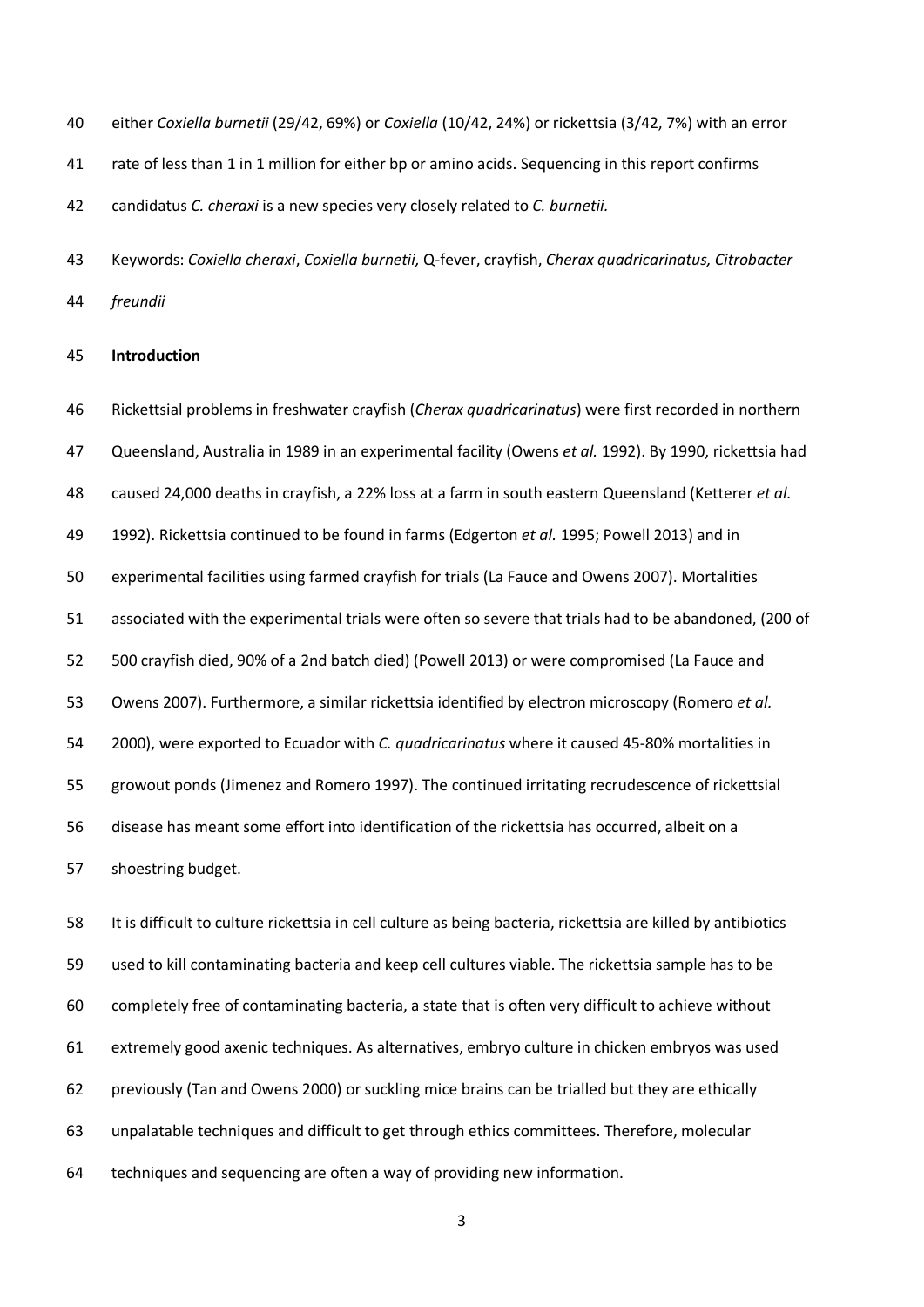either *Coxiella burnetii* (29/42, 69%) or *Coxiella* (10/42, 24%) or rickettsia (3/42, 7%) with an error rate of less than 1 in 1 million for either bp or amino acids. Sequencing in this report confirms candidatus *C. cheraxi* is a new species very closely related to *C. burnetii.*

Keywords: *Coxiella cheraxi*, *Coxiella burnetii,* Q-fever, crayfish, *Cherax quadricarinatus, Citrobacter freundii*

## Introduction

Rickettsial problems in freshwater crayfish (*Cherax quadricarinatus*) were first recorded in northern Queensland, Australia in 1989 in an experimental facility (Owens *et al.* 1992). By 1990, rickettsia had caused 24,000 deaths in crayfish, a 22% loss at a farm in south eastern Queensland (Ketterer *et al.* 1992). Rickettsia continued to be found in farms (Edgerton *et al.* 1995; Powell 2013) and in experimental facilities using farmed crayfish for trials (La Fauce and Owens 2007). Mortalities associated with the experimental trials were often so severe that trials had to be abandoned, (200 of 500 crayfish died, 90% of a 2nd batch died) (Powell 2013) or were compromised (La Fauce and Owens 2007). Furthermore, a similar rickettsia identified by electron microscopy (Romero *et al.* 2000), were exported to Ecuador with *C. quadricarinatus* where it caused 45-80% mortalities in growout ponds (Jimenez and Romero 1997). The continued irritating recrudescence of rickettsial disease has meant some effort into identification of the rickettsia has occurred, albeit on a shoestring budget.

It is difficult to culture rickettsia in cell culture as being bacteria, rickettsia are killed by antibiotics used to kill contaminating bacteria and keep cell cultures viable. The rickettsia sample has to be completely free of contaminating bacteria, a state that is often very difficult to achieve without extremely good axenic techniques. As alternatives, embryo culture in chicken embryos was used previously (Tan and Owens 2000) or suckling mice brains can be trialled but they are ethically unpalatable techniques and difficult to get through ethics committees. Therefore, molecular techniques and sequencing are often a way of providing new information.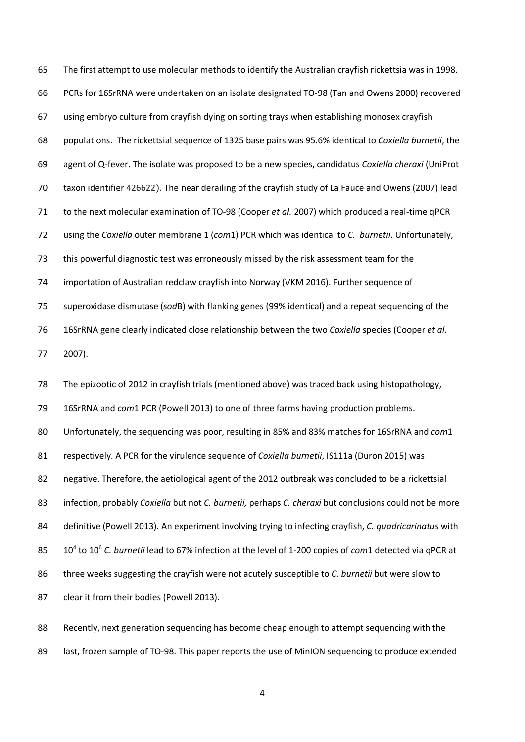The first attempt to use molecular methods to identify the Australian crayfish rickettsia was in 1998. PCRs for 16SrRNA were undertaken on an isolate designated TO-98 (Tan and Owens 2000) recovered using embryo culture from crayfish dying on sorting trays when establishing monosex crayfish populations. The rickettsial sequence of 1325 base pairs was 95.6% identical to *Coxiella burnetii*, the agent of Q-fever. The isolate was proposed to be a new species, candidatus *Coxiella cheraxi* (UniProt taxon identifier 426622). The near derailing of the crayfish study of La Fauce and Owens (2007) lead to the next molecular examination of TO-98 (Cooper *et al.* 2007) which produced a real-time qPCR using the *Coxiella* outer membrane 1 (*com*1) PCR which was identical to *C. burnetii*. Unfortunately, this powerful diagnostic test was erroneously missed by the risk assessment team for the importation of Australian redclaw crayfish into Norway (VKM 2016). Further sequence of superoxidase dismutase (*sod*B) with flanking genes (99% identical) and a repeat sequencing of the 16SrRNA gene clearly indicated close relationship between the two *Coxiella* species (Cooper *et al.* 2007).

The epizootic of 2012 in crayfish trials (mentioned above) was traced back using histopathology, 16SrRNA and *com*1 PCR (Powell 2013) to one of three farms having production problems. Unfortunately, the sequencing was poor, resulting in 85% and 83% matches for 16SrRNA and *com*1 respectively. A PCR for the virulence sequence of *Coxiella burnetii*, IS111a (Duron 2015) was negative. Therefore, the aetiological agent of the 2012 outbreak was concluded to be a rickettsial infection, probably *Coxiella* but not *C. burnetii,* perhaps *C. cheraxi* but conclusions could not be more definitive (Powell 2013). An experiment involving trying to infecting crayfish, *C. quadricarinatus* with $10^4$ to $10^6$ *C. burnetii* lead to 67% infection at the level of 1-200 copies of *com*1 detected via qPCR at three weeks suggesting the crayfish were not acutely susceptible to *C. burnetii* but were slow to clear it from their bodies (Powell 2013).

Recently, next generation sequencing has become cheap enough to attempt sequencing with the last, frozen sample of TO-98. This paper reports the use of MinION sequencing to produce extended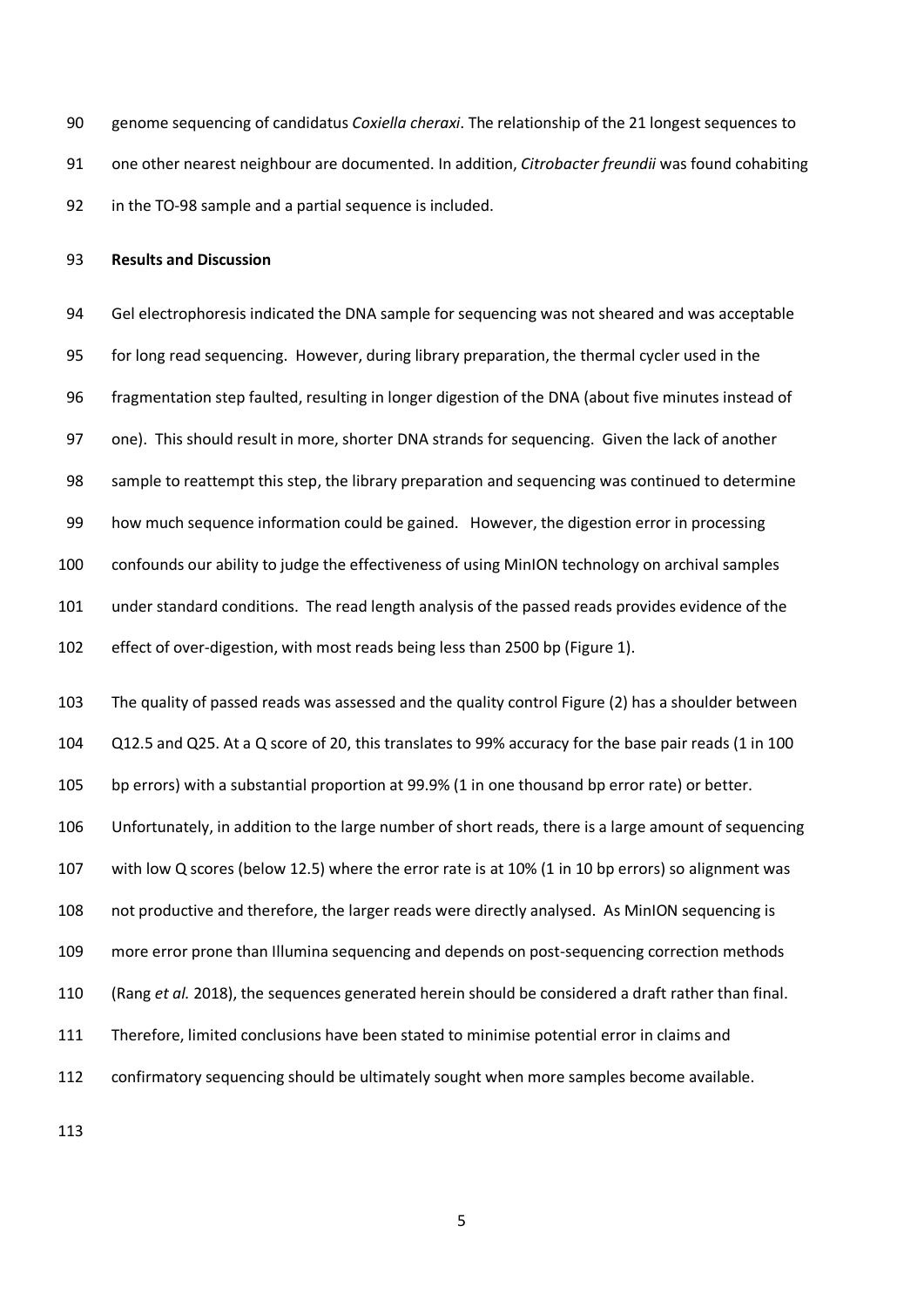genome sequencing of candidatus *Coxiella cheraxi*. The relationship of the 21 longest sequences to one other nearest neighbour are documented. In addition, *Citrobacter freundii* was found cohabiting in the TO-98 sample and a partial sequence is included.

**Results and Discussion**

Gel electrophoresis indicated the DNA sample for sequencing was not sheared and was acceptable for long read sequencing. However, during library preparation, the thermal cycler used in the fragmentation step faulted, resulting in longer digestion of the DNA (about five minutes instead of one). This should result in more, shorter DNA strands for sequencing. Given the lack of another sample to reattempt this step, the library preparation and sequencing was continued to determine how much sequence information could be gained. However, the digestion error in processing confounds our ability to judge the effectiveness of using MinION technology on archival samples under standard conditions. The read length analysis of the passed reads provides evidence of the effect of over-digestion, with most reads being less than 2500 bp (Figure 1).

The quality of passed reads was assessed and the quality control Figure (2) has a shoulder between Q12.5 and Q25. At a Q score of 20, this translates to 99% accuracy for the base pair reads (1 in 100 bp errors) with a substantial proportion at 99.9% (1 in one thousand bp error rate) or better. Unfortunately, in addition to the large number of short reads, there is a large amount of sequencing with low Q scores (below 12.5) where the error rate is at 10% (1 in 10 bp errors) so alignment was not productive and therefore, the larger reads were directly analysed. As MinION sequencing is more error prone than Illumina sequencing and depends on post-sequencing correction methods (Rang *et al.* 2018), the sequences generated herein should be considered a draft rather than final. Therefore, limited conclusions have been stated to minimise potential error in claims and confirmatory sequencing should be ultimately sought when more samples become available.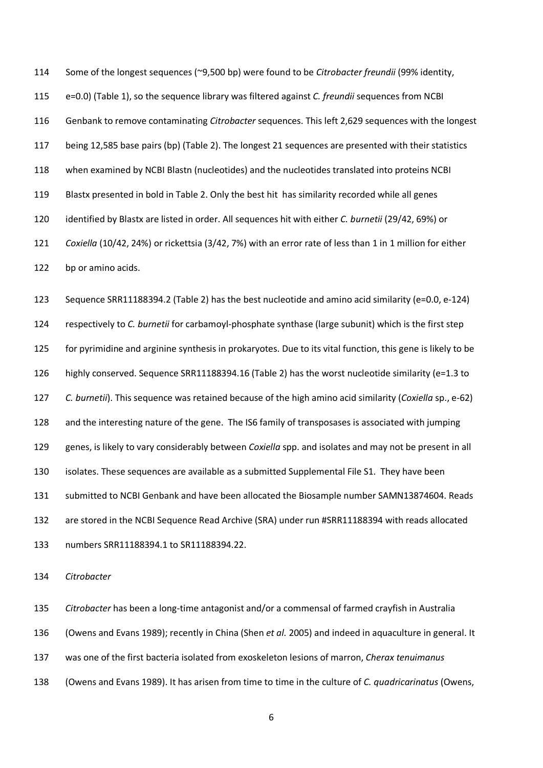Some of the longest sequences (~9,500 bp) were found to be *Citrobacter freundii* (99% identity, e=0.0) (Table 1), so the sequence library was filtered against *C. freundii* sequences from NCBI Genbank to remove contaminating *Citrobacter* sequences. This left 2,629 sequences with the longest being 12,585 base pairs (bp) (Table 2). The longest 21 sequences are presented with their statistics when examined by NCBI Blastn (nucleotides) and the nucleotides translated into proteins NCBI Blastx presented in bold in Table 2. Only the best hit has similarity recorded while all genes identified by Blastx are listed in order. All sequences hit with either *C. burnetii* (29/42, 69%) or *Coxiella* (10/42, 24%) or rickettsia (3/42, 7%) with an error rate of less than 1 in 1 million for either bp or amino acids.

Sequence SRR11188394.2 (Table 2) has the best nucleotide and amino acid similarity (e=0.0, e-124) respectively to *C. burnetii* for carbamoyl-phosphate synthase (large subunit) which is the first step for pyrimidine and arginine synthesis in prokaryotes. Due to its vital function, this gene is likely to be highly conserved. Sequence SRR11188394.16 (Table 2) has the worst nucleotide similarity (e=1.3 to *C. burnetii*). This sequence was retained because of the high amino acid similarity (*Coxiella* sp., e-62) and the interesting nature of the gene. The IS6 family of transposases is associated with jumping genes, is likely to vary considerably between *Coxiella* spp. and isolates and may not be present in all isolates. These sequences are available as a submitted Supplemental File S1. They have been submitted to NCBI Genbank and have been allocated the Biosample number SAMN13874604. Reads are stored in the NCBI Sequence Read Archive (SRA) under run #SRR11188394 with reads allocated numbers SRR11188394.1 to SR11188394.22.

*Citrobacter*

*Citrobacter* has been a long-time antagonist and/or a commensal of farmed crayfish in Australia (Owens and Evans 1989); recently in China (Shen *et al.* 2005) and indeed in aquaculture in general. It was one of the first bacteria isolated from exoskeleton lesions of marron, *Cherax tenuimanus* (Owens and Evans 1989). It has arisen from time to time in the culture of *C. quadricarinatus* (Owens,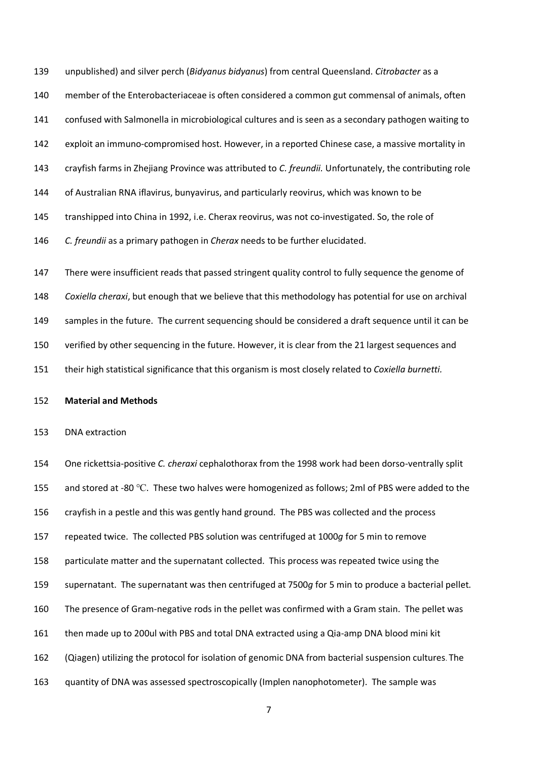unpublished) and silver perch (*Bidyanus bidyanus*) from central Queensland. *Citrobacter* as a member of the Enterobacteriaceae is often considered a common gut commensal of animals, often confused with Salmonella in microbiological cultures and is seen as a secondary pathogen waiting to exploit an immuno-compromised host. However, in a reported Chinese case, a massive mortality in crayfish farms in Zhejiang Province was attributed to *C. freundii.* Unfortunately, the contributing role of Australian RNA iflavirus, bunyavirus, and particularly reovirus, which was known to be transhipped into China in 1992, i.e. Cherax reovirus, was not co-investigated. So, the role of *C. freundii* as a primary pathogen in *Cherax* needs to be further elucidated.

There were insufficient reads that passed stringent quality control to fully sequence the genome of *Coxiella cheraxi*, but enough that we believe that this methodology has potential for use on archival samples in the future. The current sequencing should be considered a draft sequence until it can be verified by other sequencing in the future. However, it is clear from the 21 largest sequences and their high statistical significance that this organism is most closely related to *Coxiella burnetti.*

## Material and Methods

### DNA extraction

One rickettsia-positive *C. cheraxi* cephalothorax from the 1998 work had been dorso-ventrally split and stored at -80 ℃. These two halves were homogenized as follows; 2ml of PBS were added to the crayfish in a pestle and this was gently hand ground. The PBS was collected and the process repeated twice. The collected PBS solution was centrifuged at 1000*g* for 5 min to remove particulate matter and the supernatant collected. This process was repeated twice using the supernatant. The supernatant was then centrifuged at 7500*g* for 5 min to produce a bacterial pellet. The presence of Gram-negative rods in the pellet was confirmed with a Gram stain. The pellet was then made up to 200ul with PBS and total DNA extracted using a Qia-amp DNA blood mini kit (Qiagen) utilizing the protocol for isolation of genomic DNA from bacterial suspension cultures. The quantity of DNA was assessed spectroscopically (Implen nanophotometer). The sample was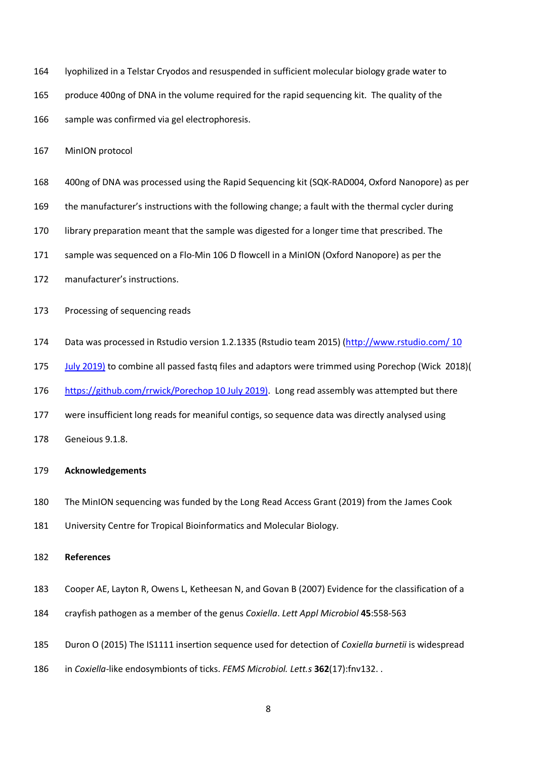lyophilized in a Telstar Cryodos and resuspended in sufficient molecular biology grade water to produce 400ng of DNA in the volume required for the rapid sequencing kit. The quality of the sample was confirmed via gel electrophoresis.

MinION protocol

400ng of DNA was processed using the Rapid Sequencing kit (SQK-RAD004, Oxford Nanopore) as per the manufacturer's instructions with the following change; a fault with the thermal cycler during library preparation meant that the sample was digested for a longer time that prescribed. The sample was sequenced on a Flo-Min 106 D flowcell in a MinION (Oxford Nanopore) as per the manufacturer's instructions.

Processing of sequencing reads

Data was processed in Rstudio version 1.2.1335 (Rstudio team 2015) (http://www.rstudio.com/ 10 July 2019) to combine all passed fastq files and adaptors were trimmed using Porechop (Wick 2018)( https://github.com/rrwick/Porechop 10 July 2019). Long read assembly was attempted but there were insufficient long reads for meaniful contigs, so sequence data was directly analysed using Geneious 9.1.8.

**Acknowledgements**

The MinION sequencing was funded by the Long Read Access Grant (2019) from the James Cook University Centre for Tropical Bioinformatics and Molecular Biology.

**References**

Cooper AE, Layton R, Owens L, Ketheesan N, and Govan B (2007) Evidence for the classification of a crayfish pathogen as a member of the genus *Coxiella*. *Lett Appl Microbiol* **45**:558-563

Duron O (2015) The IS1111 insertion sequence used for detection of *Coxiella burnetii* is widespread in *Coxiella*-like endosymbionts of ticks. *FEMS Microbiol. Lett.s* **362**(17):fnv132. .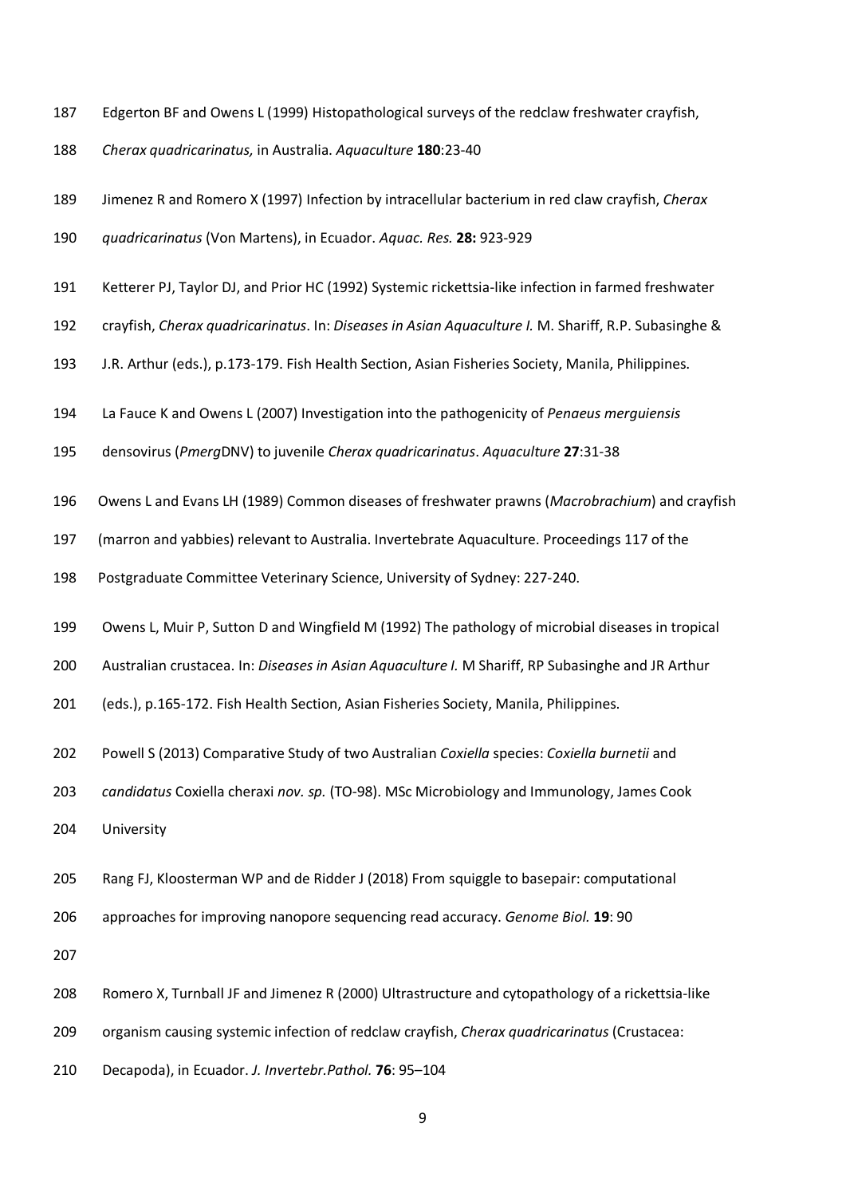Edgerton BF and Owens L (1999) Histopathological surveys of the redclaw freshwater crayfish, *Cherax quadricarinatus,* in Australia. *Aquaculture* **180**:23-40

Jimenez R and Romero X (1997) Infection by intracellular bacterium in red claw crayfish, *Cherax quadricarinatus* (Von Martens), in Ecuador. *Aquac. Res.* **28:** 923-929

Ketterer PJ, Taylor DJ, and Prior HC (1992) Systemic rickettsia-like infection in farmed freshwater crayfish, *Cherax quadricarinatus*. In: *Diseases in Asian Aquaculture I.* M. Shariff, R.P. Subasinghe & J.R. Arthur (eds.), p.173-179. Fish Health Section, Asian Fisheries Society, Manila, Philippines.

La Fauce K and Owens L (2007) Investigation into the pathogenicity of *Penaeus merguiensis* densovirus (*Pmerg*DNV) to juvenile *Cherax quadricarinatus*. *Aquaculture* **27**:31-38

Owens L and Evans LH (1989) Common diseases of freshwater prawns (*Macrobrachium*) and crayfish (marron and yabbies) relevant to Australia. Invertebrate Aquaculture. Proceedings 117 of the Postgraduate Committee Veterinary Science, University of Sydney: 227-240.

Owens L, Muir P, Sutton D and Wingfield M (1992) The pathology of microbial diseases in tropical Australian crustacea. In: *Diseases in Asian Aquaculture I.* M Shariff, RP Subasinghe and JR Arthur (eds.), p.165-172. Fish Health Section, Asian Fisheries Society, Manila, Philippines.

Powell S (2013) Comparative Study of two Australian *Coxiella* species: *Coxiella burnetii* and *candidatus* Coxiella cheraxi *nov. sp.* (TO-98). MSc Microbiology and Immunology, James Cook University

Rang FJ, Kloosterman WP and de Ridder J (2018) From squiggle to basepair: computational approaches for improving nanopore sequencing read accuracy. *Genome Biol.* **19**: 90

Romero X, Turnball JF and Jimenez R (2000) Ultrastructure and cytopathology of a rickettsia-like organism causing systemic infection of redclaw crayfish, *Cherax quadricarinatus* (Crustacea: Decapoda), in Ecuador. *J. Invertebr.Pathol.* **76**: 95–104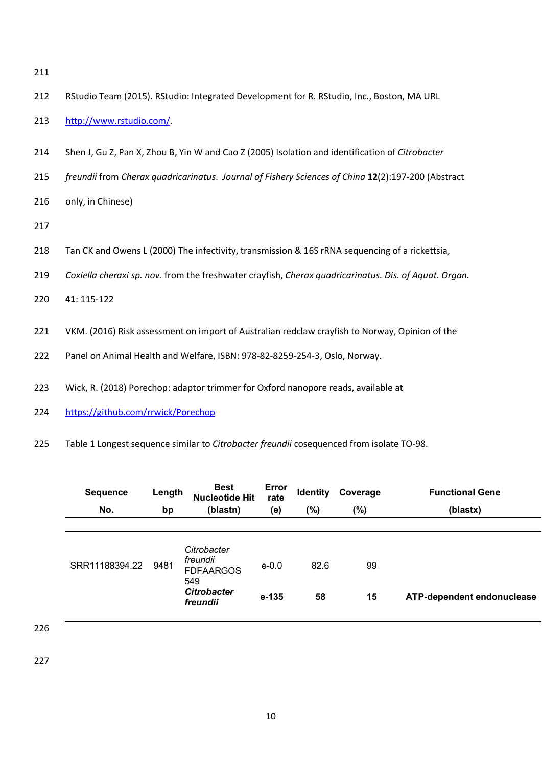RStudio Team (2015). RStudio: Integrated Development for R. RStudio, Inc., Boston, MA URL http://www.rstudio.com/.

Shen J, Gu Z, Pan X, Zhou B, Yin W and Cao Z (2005) Isolation and identification of *Citrobacter freundii* from *Cherax quadricarinatus*. *Journal of Fishery Sciences of China* **12**(2):197-200 (Abstract only, in Chinese)

Tan CK and Owens L (2000) The infectivity, transmission & 16S rRNA sequencing of a rickettsia, *Coxiella cheraxi sp. nov.* from the freshwater crayfish, *Cherax quadricarinatus. Dis. of Aquat. Organ.* **41**: 115-122

VKM. (2016) Risk assessment on import of Australian redclaw crayfish to Norway, Opinion of the Panel on Animal Health and Welfare, ISBN: 978-82-8259-254-3, Oslo, Norway.

Wick, R. (2018) Porechop: adaptor trimmer for Oxford nanopore reads, available at https://github.com/rrwick/Porechop

Table 1 Longest sequence similar to *Citrobacter freundii* cosequenced from isolate TO-98.

| Sequence No. | Length bp | Best Nucleotide Hit (blastn) | Error rate (e) | Identity (%) | Coverage (%) | Functional Gene (blastx) |
|---|---|---|---|---|---|---|
| SRR11188394.22 | 9481 | *Citrobacter freundii* FDFAARGOS 549 | e-0.0 | 82.6 | 99 | |
| | | ***Citrobacter freundii*** | **e-135** | **58** | **15** | **ATP-dependent endonuclease** |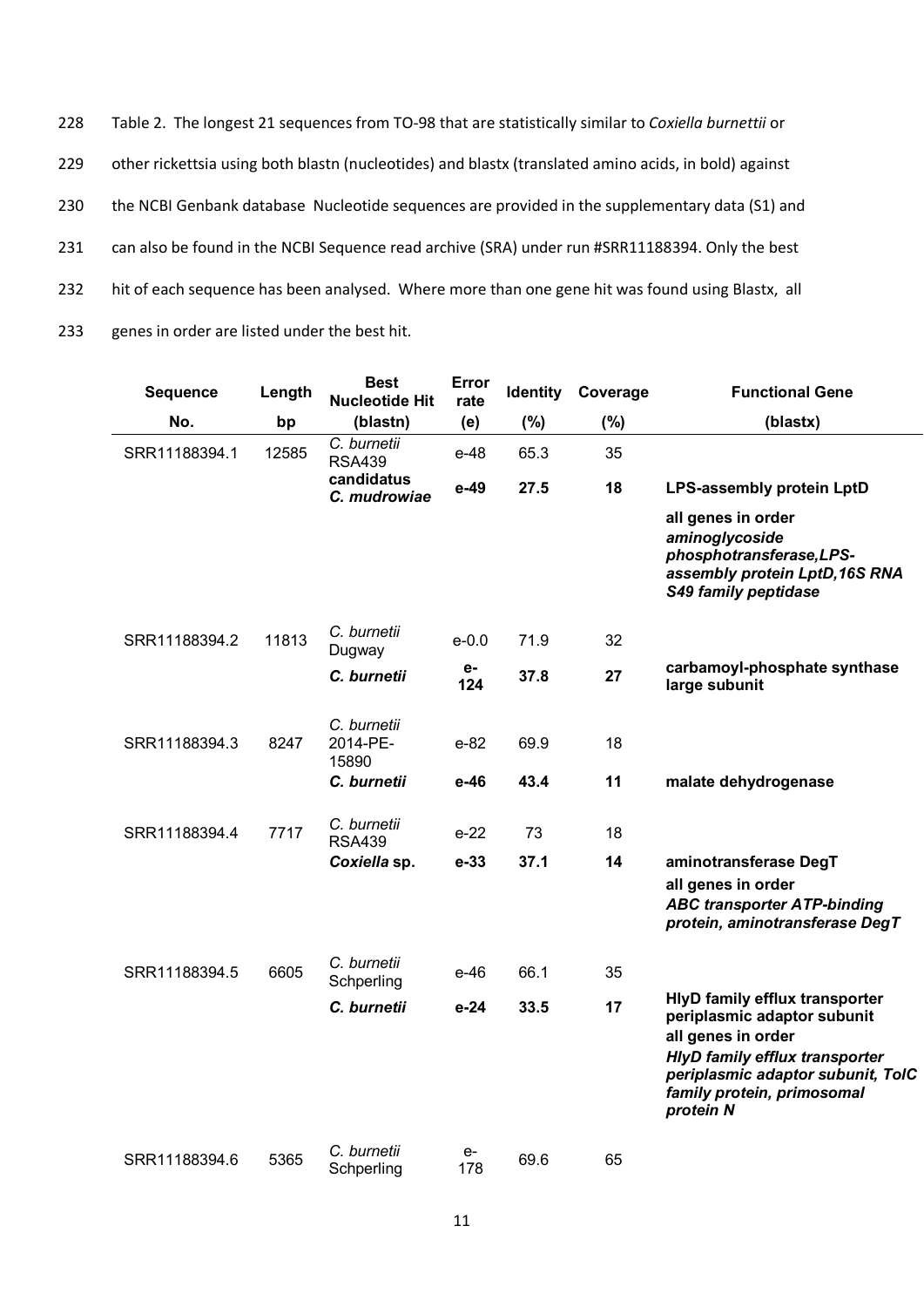Table 2. The longest 21 sequences from TO-98 that are statistically similar to *Coxiella burnettii* or other rickettsia using both blastn (nucleotides) and blastx (translated amino acids, in bold) against the NCBI Genbank database Nucleotide sequences are provided in the supplementary data (S1) and can also be found in the NCBI Sequence read archive (SRA) under run #SRR11188394. Only the best hit of each sequence has been analysed. Where more than one gene hit was found using Blastx, all genes in order are listed under the best hit.

| Sequence No. | Length bp | Best Nucleotide Hit (blastn) | Error rate (e) | Identity (%) | Coverage (%) | Functional Gene (blastx) |
|---|---|---|---|---|---|---|
| SRR11188394.1 | 12585 | *C. burnetii* RSA439 | e-48 | 65.3 | 35 | |
| | | **candidatus *C. mudrowiae*** | **e-49** | **27.5** | **18** | **LPS-assembly protein LptD** |
| | | | | | | **all genes in order** ***aminoglycoside phosphotransferase,LPS-assembly protein LptD,16S RNA S49 family peptidase*** |
| SRR11188394.2 | 11813 | *C. burnetii* Dugway | e-0.0 | 71.9 | 32 | |
| | | ***C. burnetii*** | **e-124** | **37.8** | **27** | **carbamoyl-phosphate synthase large subunit** |
| SRR11188394.3 | 8247 | *C. burnetii* 2014-PE-15890 | e-82 | 69.9 | 18 | |
| | | ***C. burnetii*** | **e-46** | **43.4** | **11** | **malate dehydrogenase** |
| SRR11188394.4 | 7717 | *C. burnetii* RSA439 | e-22 | 73 | 18 | |
| | | ***Coxiella* sp.** | **e-33** | **37.1** | **14** | **aminotransferase DegT** |
| | | | | | | **all genes in order** ***ABC transporter ATP-binding protein, aminotransferase DegT*** |
| SRR11188394.5 | 6605 | *C. burnetii* Schperling | e-46 | 66.1 | 35 | |
| | | ***C. burnetii*** | **e-24** | **33.5** | **17** | **HlyD family efflux transporter periplasmic adaptor subunit** |
| | | | | | | **all genes in order** ***HlyD family efflux transporter periplasmic adaptor subunit, TolC family protein, primosomal protein N*** |
| SRR11188394.6 | 5365 | *C. burnetii* Schperling | e-178 | 69.6 | 65 | |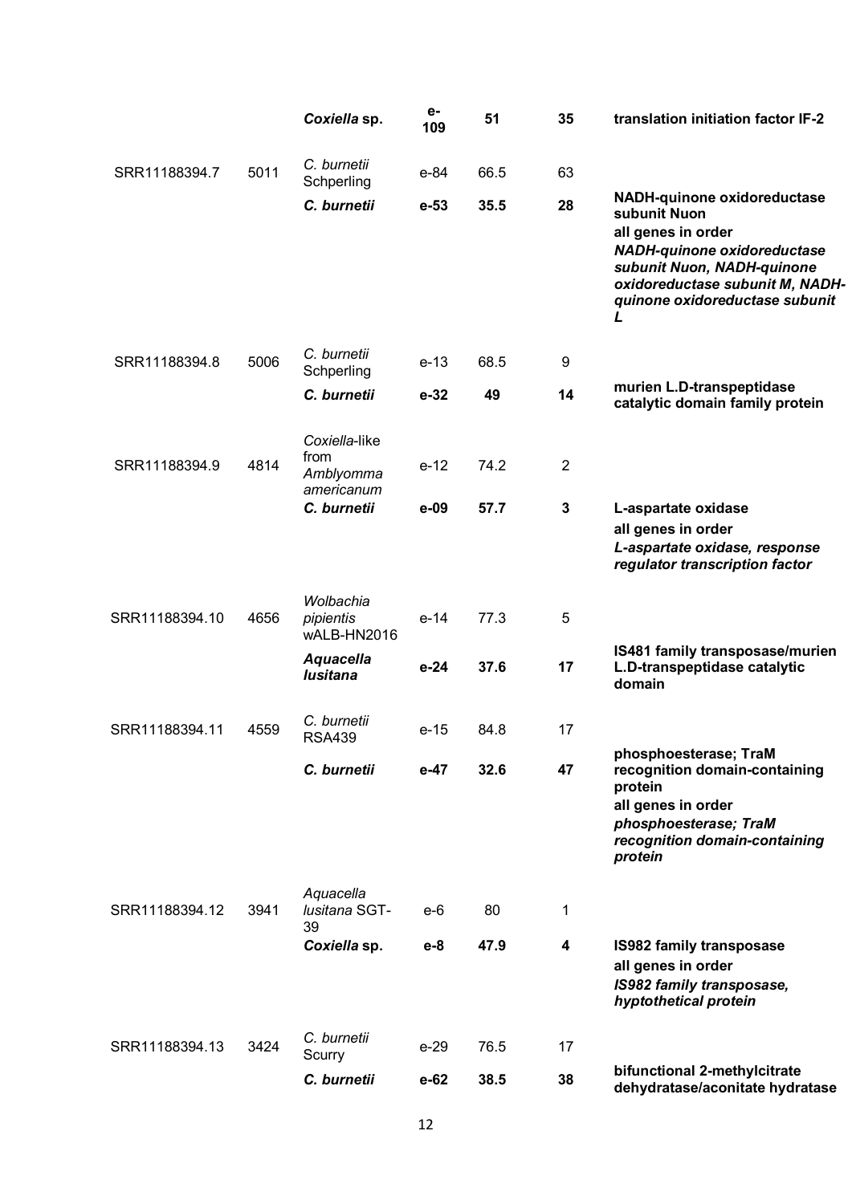|  |  | ***Coxiella* sp.** | **e-109** | **51** | **35** | **translation initiation factor IF-2** |
|---|---|---|---|---|---|---|
| SRR11188394.7 | 5011 | *C. burnetii* Schperling | e-84 | 66.5 | 63 |  |
|  |  | ***C. burnetii*** | **e-53** | **35.5** | **28** | **NADH-quinone oxidoreductase subunit Nuon**<br>**all genes in order**<br>***NADH-quinone oxidoreductase subunit Nuon, NADH-quinone oxidoreductase subunit M, NADH-quinone oxidoreductase subunit L*** |
| SRR11188394.8 | 5006 | *C. burnetii* Schperling | e-13 | 68.5 | 9 |  |
|  |  | ***C. burnetii*** | **e-32** | **49** | **14** | **murien L.D-transpeptidase catalytic domain family protein** |
| SRR11188394.9 | 4814 | *Coxiella*-like from *Amblyomma americanum* | e-12 | 74.2 | 2 |  |
|  |  | ***C. burnetii*** | **e-09** | **57.7** | **3** | **L-aspartate oxidase**<br>**all genes in order**<br>***L-aspartate oxidase, response regulator transcription factor*** |
| SRR11188394.10 | 4656 | *Wolbachia pipientis* wALB-HN2016 | e-14 | 77.3 | 5 |  |
|  |  | ***Aquacella lusitana*** | **e-24** | **37.6** | **17** | **IS481 family transposase/murien L.D-transpeptidase catalytic domain** |
| SRR11188394.11 | 4559 | *C. burnetii* RSA439 | e-15 | 84.8 | 17 |  |
|  |  | ***C. burnetii*** | **e-47** | **32.6** | **47** | **phosphoesterase; TraM recognition domain-containing protein**<br>**all genes in order**<br>***phosphoesterase; TraM recognition domain-containing protein*** |
| SRR11188394.12 | 3941 | *Aquacella lusitana* SGT-39 | e-6 | 80 | 1 |  |
|  |  | ***Coxiella* sp.** | **e-8** | **47.9** | **4** | **IS982 family transposase**<br>**all genes in order**<br>***IS982 family transposase, hyptothetical protein*** |
| SRR11188394.13 | 3424 | *C. burnetii* Scurry | e-29 | 76.5 | 17 |  |
|  |  | ***C. burnetii*** | **e-62** | **38.5** | **38** | **bifunctional 2-methylcitrate dehydratase/aconitate hydratase** |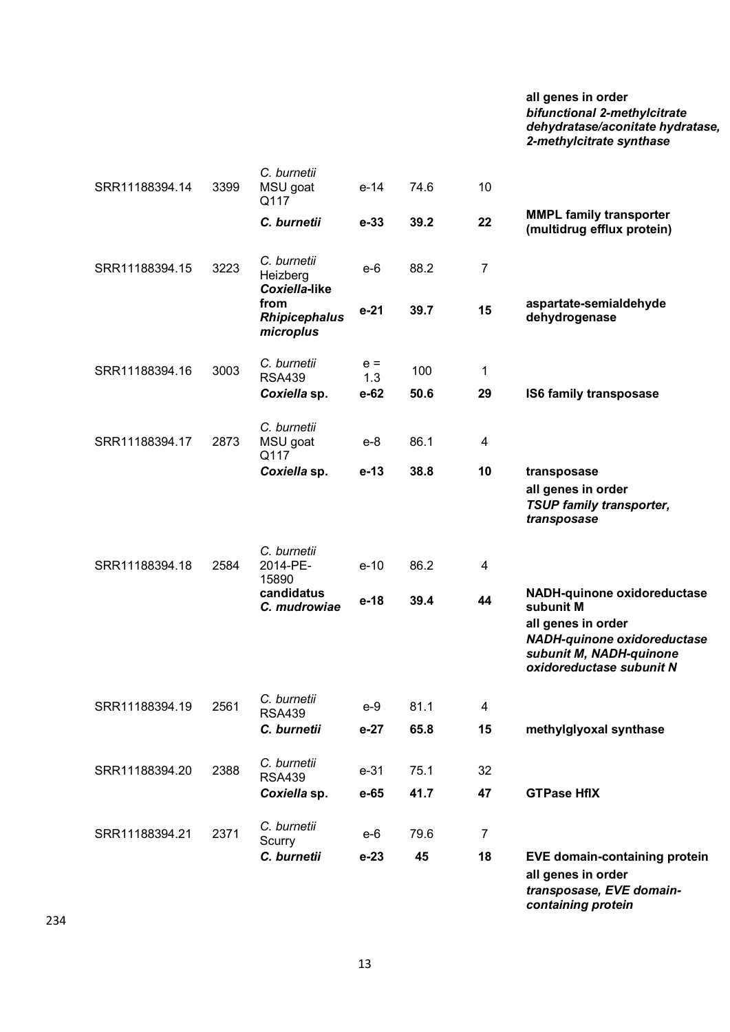| | | | | | | all genes in order *bifunctional 2-methylcitrate dehydratase/aconitate hydratase, 2-methylcitrate synthase* |
|---|---|---|---|---|---|---|
| SRR11188394.14 | 3399 | *C. burnetii* MSU goat Q117 | e-14 | 74.6 | 10 | |
| | | ***C. burnetii*** | **e-33** | **39.2** | **22** | **MMPL family transporter (multidrug efflux protein)** |
| SRR11188394.15 | 3223 | *C. burnetii* Heizberg | e-6 | 88.2 | 7 | |
| | | ***Coxiella*-like from *Rhipicephalus microplus*** | **e-21** | **39.7** | **15** | **aspartate-semialdehyde dehydrogenase** |
| SRR11188394.16 | 3003 | *C. burnetii* RSA439 | e = 1.3 | 100 | 1 | |
| | | ***Coxiella* sp.** | **e-62** | **50.6** | **29** | **IS6 family transposase** |
| SRR11188394.17 | 2873 | *C. burnetii* MSU goat Q117 | e-8 | 86.1 | 4 | |
| | | ***Coxiella* sp.** | **e-13** | **38.8** | **10** | **transposase** all genes in order *TSUP family transporter, transposase* |
| SRR11188394.18 | 2584 | *C. burnetii* 2014-PE-15890 | e-10 | 86.2 | 4 | |
| | | **candidatus *C. mudrowiae*** | **e-18** | **39.4** | **44** | **NADH-quinone oxidoreductase subunit M** all genes in order *NADH-quinone oxidoreductase subunit M, NADH-quinone oxidoreductase subunit N* |
| SRR11188394.19 | 2561 | *C. burnetii* RSA439 | e-9 | 81.1 | 4 | |
| | | ***C. burnetii*** | **e-27** | **65.8** | **15** | **methylglyoxal synthase** |
| SRR11188394.20 | 2388 | *C. burnetii* RSA439 | e-31 | 75.1 | 32 | |
| | | ***Coxiella* sp.** | **e-65** | **41.7** | **47** | **GTPase HflX** |
| SRR11188394.21 | 2371 | *C. burnetii* Scurry | e-6 | 79.6 | 7 | |
| | | ***C. burnetii*** | **e-23** | **45** | **18** | **EVE domain-containing protein** all genes in order *transposase, EVE domain-containing protein* |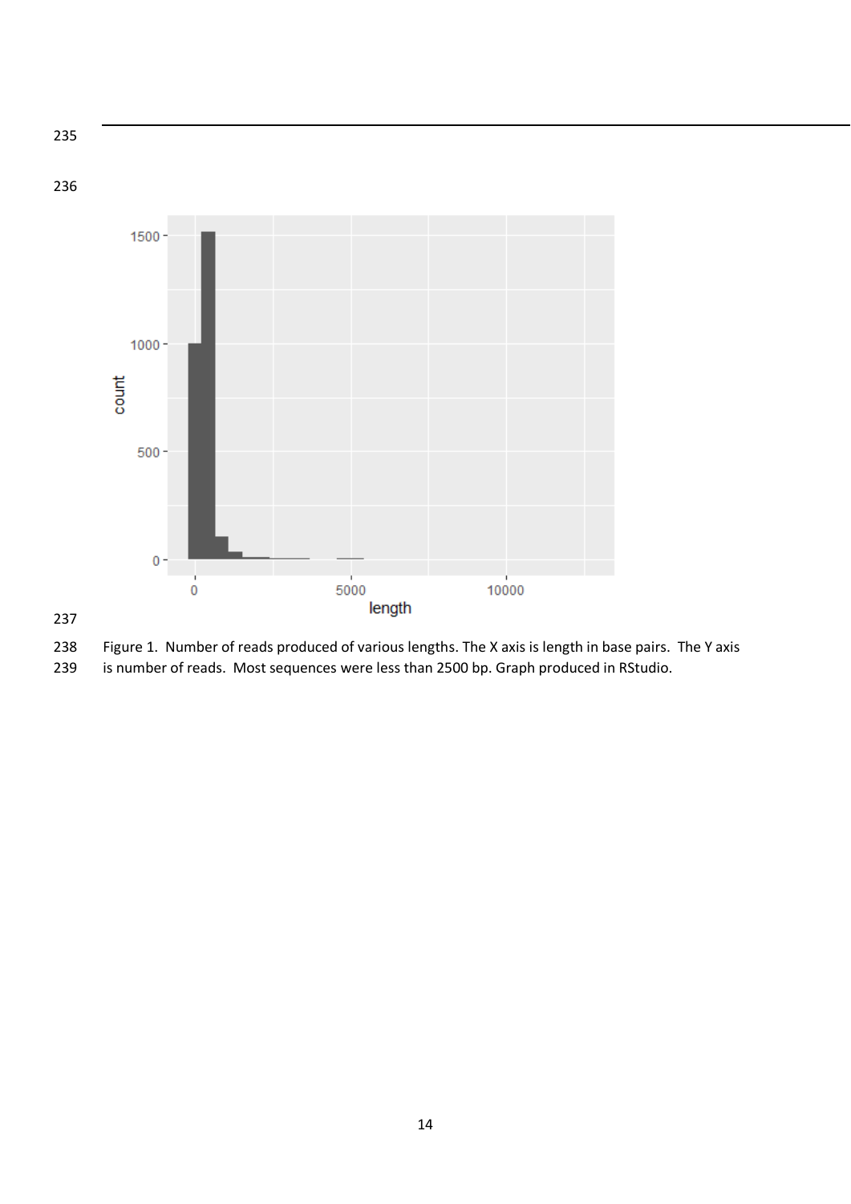Figure 1. Number of reads produced of various lengths. The X axis is length in base pairs. The Y axis is number of reads. Most sequences were less than 2500 bp. Graph produced in RStudio.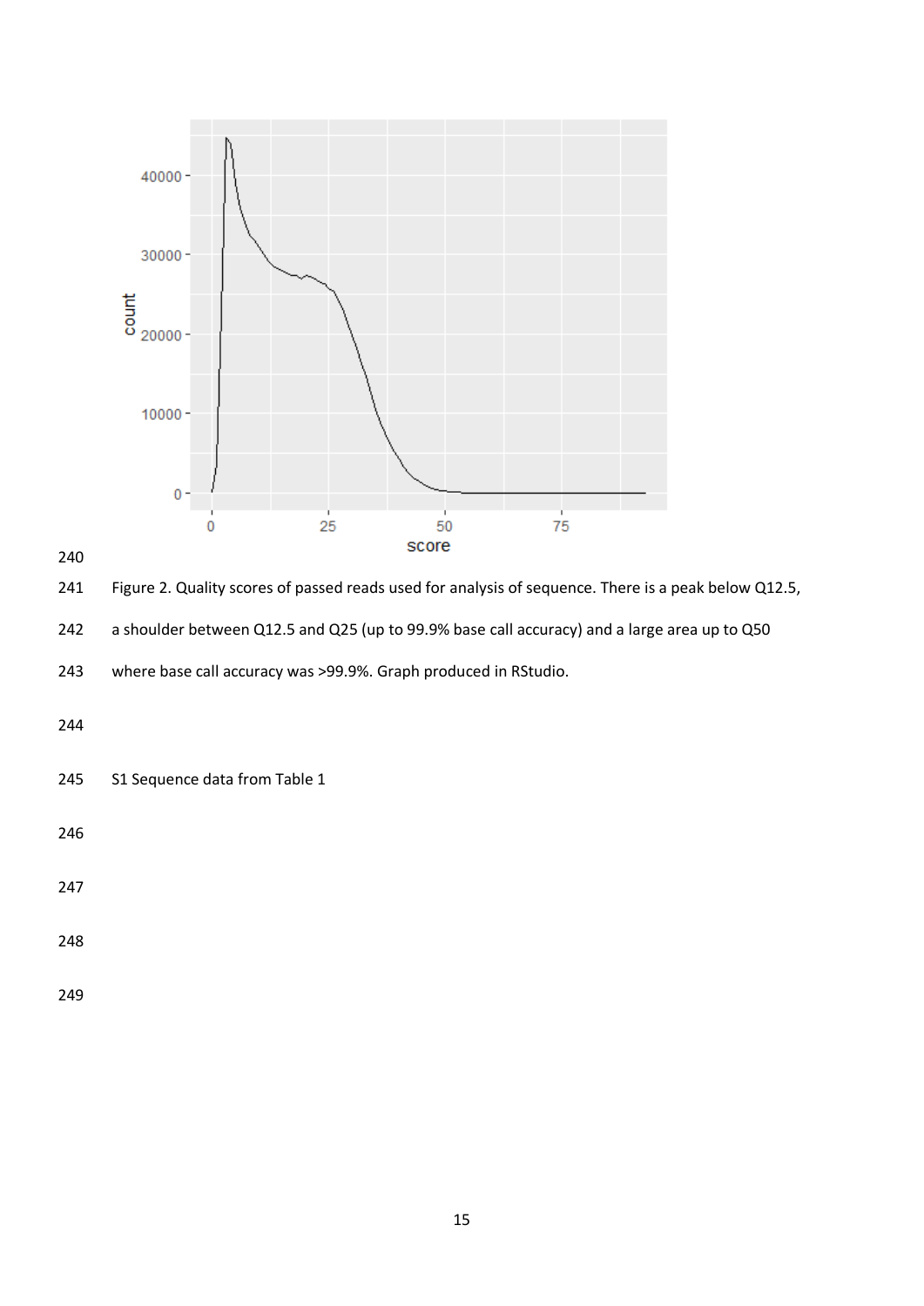40000
30000
20000
10000
0
count
0
25
50
75
score

Figure 2. Quality scores of passed reads used for analysis of sequence. There is a peak below Q12.5, a shoulder between Q12.5 and Q25 (up to 99.9% base call accuracy) and a large area up to Q50 where base call accuracy was >99.9%. Graph produced in RStudio.

S1 Sequence data from Table 1